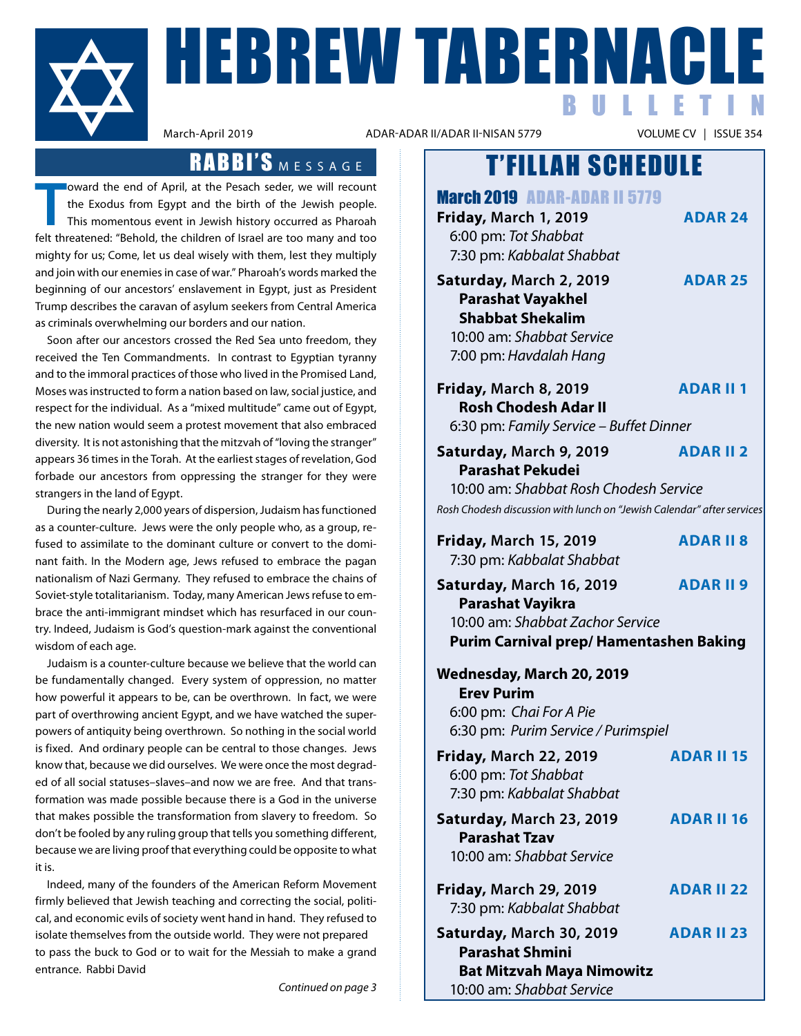# HEBREW TABERNACLE BULLETIN

March-April 2019 | ADAR-ADAR II/ADAR II-NISAN 5779 | VOLUME CV | ISSUE 354

## RABBI'S MESSAGE

Toward the end of April, at the Pesach seder, we will recount the Exodus from Egypt and the birth of the Jewish people. This momentous event in Jewish history occurred as Pharoah felt threatened: "Behold, the children of Israel are too many and too mighty for us; Come, let us deal wisely with them, lest they multiply and join with our enemies in case of war." Pharoah's words marked the beginning of our ancestors' enslavement in Egypt, just as President Trump describes the caravan of asylum seekers from Central America as criminals overwhelming our borders and our nation.

Soon after our ancestors crossed the Red Sea unto freedom, they received the Ten Commandments. In contrast to Egyptian tyranny and to the immoral practices of those who lived in the Promised Land, Moses was instructed to form a nation based on law, social justice, and respect for the individual. As a "mixed multitude" came out of Egypt, the new nation would seem a protest movement that also embraced diversity. It is not astonishing that the mitzvah of "loving the stranger" appears 36 times in the Torah. At the earliest stages of revelation, God forbade our ancestors from oppressing the stranger for they were strangers in the land of Egypt.

During the nearly 2,000 years of dispersion, Judaism has functioned as a counter-culture. Jews were the only people who, as a group, refused to assimilate to the dominant culture or convert to the dominant faith. In the Modern age, Jews refused to embrace the pagan nationalism of Nazi Germany. They refused to embrace the chains of Soviet-style totalitarianism. Today, many American Jews refuse to embrace the anti-immigrant mindset which has resurfaced in our country. Indeed, Judaism is God's question-mark against the conventional wisdom of each age.

Judaism is a counter-culture because we believe that the world can be fundamentally changed. Every system of oppression, no matter how powerful it appears to be, can be overthrown. In fact, we were part of overthrowing ancient Egypt, and we have watched the superpowers of antiquity being overthrown. So nothing in the social world is fixed. And ordinary people can be central to those changes. Jews know that, because we did ourselves. We were once the most degraded of all social statuses–slaves–and now we are free. And that transformation was made possible because there is a God in the universe that makes possible the transformation from slavery to freedom. So don't be fooled by any ruling group that tells you something different, because we are living proof that everything could be opposite to what it is.

Indeed, many of the founders of the American Reform Movement firmly believed that Jewish teaching and correcting the social, political, and economic evils of society went hand in hand. They refused to isolate themselves from the outside world. They were not prepared to pass the buck to God or to wait for the Messiah to make a grand entrance. Rabbi David

*Continued on page 3*

## T'FILLAH SCHEDULE

### March 2019 ADAR-ADAR II 5779

**Friday, March 1, 2019** — **ADAR 24**
6:00 pm: *Tot Shabbat*
7:30 pm: *Kabbalat Shabbat*

**Saturday, March 2, 2019** — **ADAR 25**
**Parashat Vayakhel**
**Shabbat Shekalim**
10:00 am: *Shabbat Service*
7:00 pm: *Havdalah Hang*

**Friday, March 8, 2019** — **ADAR II 1**
**Rosh Chodesh Adar II**
6:30 pm: *Family Service – Buffet Dinner*

**Saturday, March 9, 2019** — **ADAR II 2**
**Parashat Pekudei**
10:00 am: *Shabbat Rosh Chodesh Service*
*Rosh Chodesh discussion with lunch on "Jewish Calendar" after services*

**Friday, March 15, 2019** — **ADAR II 8**
7:30 pm: *Kabbalat Shabbat*

**Saturday, March 16, 2019** — **ADAR II 9**
**Parashat Vayikra**
10:00 am: *Shabbat Zachor Service*
**Purim Carnival prep/ Hamentashen Baking**

**Wednesday, March 20, 2019**
**Erev Purim**
6:00 pm: *Chai For A Pie*
6:30 pm: *Purim Service / Purimspiel*

**Friday, March 22, 2019** — **ADAR II 15**
6:00 pm: *Tot Shabbat*
7:30 pm: *Kabbalat Shabbat*

**Saturday, March 23, 2019** — **ADAR II 16**
**Parashat Tzav**
10:00 am: *Shabbat Service*

**Friday, March 29, 2019** — **ADAR II 22**
7:30 pm: *Kabbalat Shabbat*

**Saturday, March 30, 2019** — **ADAR II 23**
**Parashat Shmini**
**Bat Mitzvah Maya Nimowitz**
10:00 am: *Shabbat Service*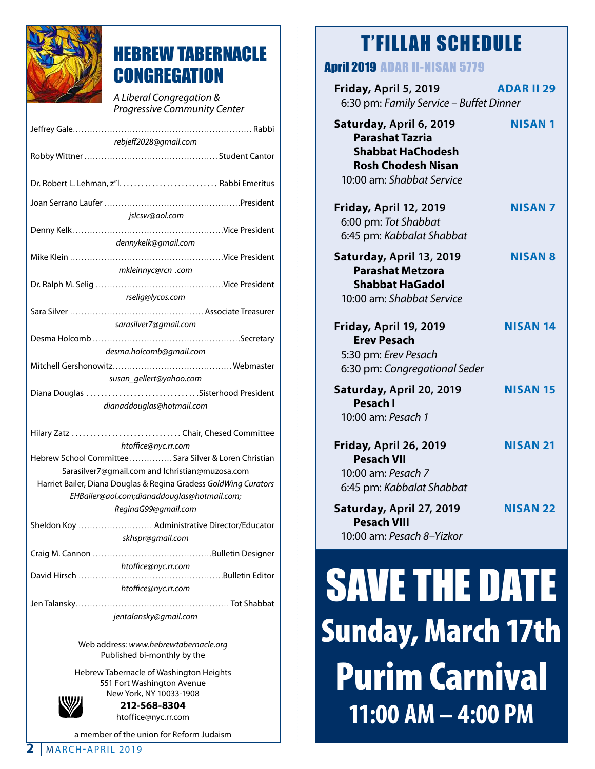# HEBREW TABERNACLE CONGREGATION

*A Liberal Congregation & Progressive Community Center*

Jeffrey Gale............................................................. Rabbi
*rebjeff2028@gmail.com*

Robby Wittner .............................................. Student Cantor

Dr. Robert L. Lehman, z"l........................... Rabbi Emeritus

Joan Serrano Laufer ...............................................President
*jslcsw@aol.com*

Denny Kelk ...................................................Vice President
*dennykelk@gmail.com*

Mike Klein .....................................................Vice President
*mkleinnyc@rcn .com*

Dr. Ralph M. Selig ............................................Vice President
*rselig@lycos.com*

Sara Silver .............................................. Associate Treasurer
*sarasilver7@gmail.com*

Desma Holcomb ..................................................Secretary
*desma.holcomb@gmail.com*

Mitchell Gershonowitz.........................................Webmaster
*susan_gellert@yahoo.com*

Diana Douglas ..............................Sisterhood President
*dianaddouglas@hotmail.com*

Hilary Zatz ............................. Chair, Chesed Committee
*htoffice@nyc.rr.com*

Hebrew School Committee ...............Sara Silver & Loren Christian
Sarasilver7@gmail.com and lchristian@muzosa.com

Harriet Bailer, Diana Douglas & Regina Gradess *GoldWing Curators*
*EHBailer@aol.com;dianaddouglas@hotmail.com; ReginaG99@gmail.com*

Sheldon Koy .......................... Administrative Director/Educator
*skhspr@gmail.com*

Craig M. Cannon .........................................Bulletin Designer
*htoffice@nyc.rr.com*

David Hirsch .................................................Bulletin Editor
*htoffice@nyc.rr.com*

Jen Talansky.................................................... Tot Shabbat
*jentalansky@gmail.com*

Web address: *www.hebrewtabernacle.org*
Published bi-monthly by the

Hebrew Tabernacle of Washington Heights
551 Fort Washington Avenue
New York, NY 10033-1908
**212-568-8304**
htoffice@nyc.rr.com

a member of the union for Reform Judaism

# T'FILLAH SCHEDULE

## April 2019 ADAR II-NISAN 5779

**Friday, April 5, 2019** — **ADAR II 29**
6:30 pm: *Family Service – Buffet Dinner*

**Saturday, April 6, 2019** — **NISAN 1**
**Parashat Tazria**
**Shabbat HaChodesh**
**Rosh Chodesh Nisan**
10:00 am: *Shabbat Service*

**Friday, April 12, 2019** — **NISAN 7**
6:00 pm: *Tot Shabbat*
6:45 pm: *Kabbalat Shabbat*

**Saturday, April 13, 2019** — **NISAN 8**
**Parashat Metzora**
**Shabbat HaGadol**
10:00 am: *Shabbat Service*

**Friday, April 19, 2019** — **NISAN 14**
**Erev Pesach**
5:30 pm: *Erev Pesach*
6:30 pm: *Congregational Seder*

**Saturday, April 20, 2019** — **NISAN 15**
**Pesach I**
10:00 am: *Pesach 1*

**Friday, April 26, 2019** — **NISAN 21**
**Pesach VII**
10:00 am: *Pesach 7*
6:45 pm: *Kabbalat Shabbat*

**Saturday, April 27, 2019** — **NISAN 22**
**Pesach VIII**
10:00 am: *Pesach 8–Yizkor*

# SAVE THE DATE

## Sunday, March 17th

## Purim Carnival

### 11:00 AM – 4:00 PM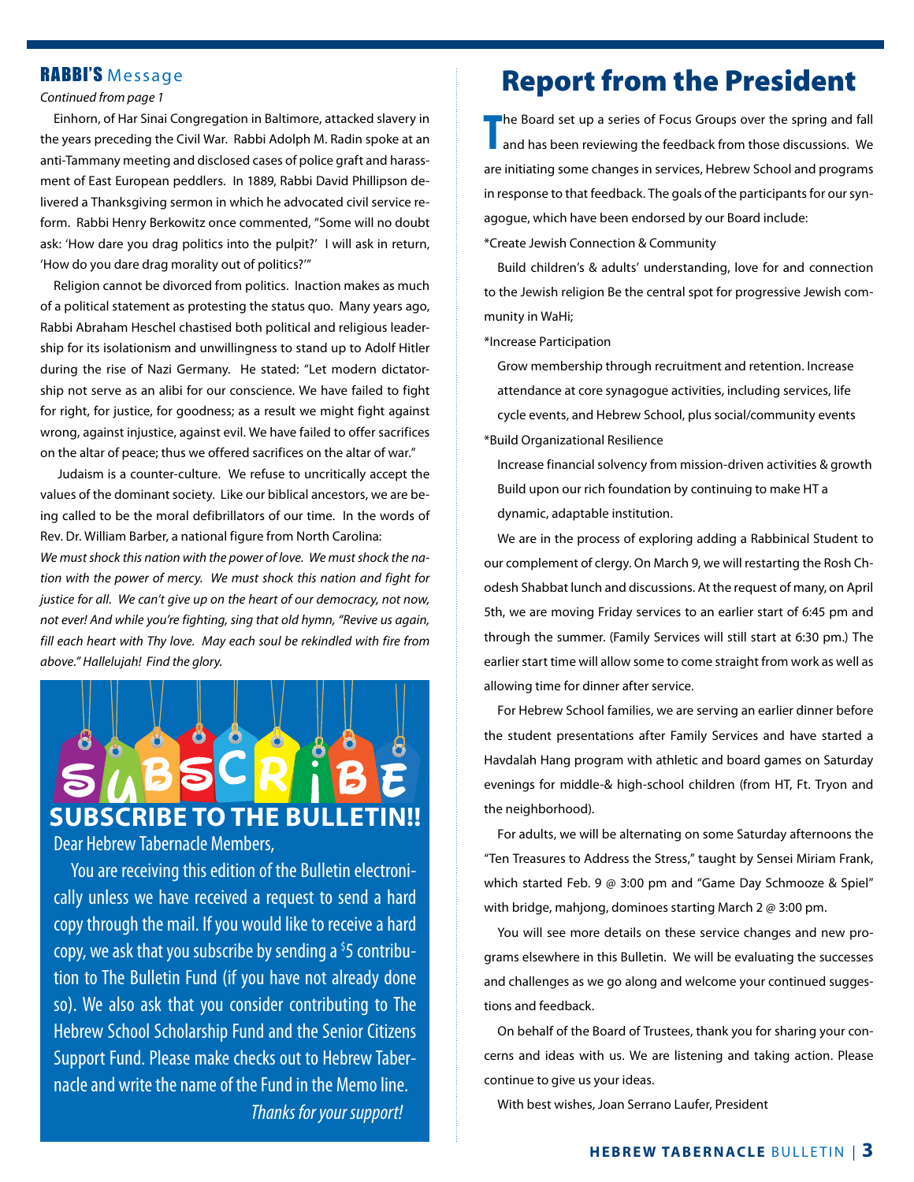## RABBI'S Message

*Continued from page 1*

Einhorn, of Har Sinai Congregation in Baltimore, attacked slavery in the years preceding the Civil War. Rabbi Adolph M. Radin spoke at an anti-Tammany meeting and disclosed cases of police graft and harassment of East European peddlers. In 1889, Rabbi David Phillipson delivered a Thanksgiving sermon in which he advocated civil service reform. Rabbi Henry Berkowitz once commented, "Some will no doubt ask: 'How dare you drag politics into the pulpit?' I will ask in return, 'How do you dare drag morality out of politics?'"

Religion cannot be divorced from politics. Inaction makes as much of a political statement as protesting the status quo. Many years ago, Rabbi Abraham Heschel chastised both political and religious leadership for its isolationism and unwillingness to stand up to Adolf Hitler during the rise of Nazi Germany. He stated: "Let modern dictatorship not serve as an alibi for our conscience. We have failed to fight for right, for justice, for goodness; as a result we might fight against wrong, against injustice, against evil. We have failed to offer sacrifices on the altar of peace; thus we offered sacrifices on the altar of war."

Judaism is a counter-culture. We refuse to uncritically accept the values of the dominant society. Like our biblical ancestors, we are being called to be the moral defibrillators of our time. In the words of Rev. Dr. William Barber, a national figure from North Carolina:

*We must shock this nation with the power of love. We must shock the nation with the power of mercy. We must shock this nation and fight for justice for all. We can't give up on the heart of our democracy, not now, not ever! And while you're fighting, sing that old hymn, "Revive us again, fill each heart with Thy love. May each soul be rekindled with fire from above." Hallelujah! Find the glory.*

## SUBSCRIBE TO THE BULLETIN!!

Dear Hebrew Tabernacle Members,

You are receiving this edition of the Bulletin electronically unless we have received a request to send a hard copy through the mail. If you would like to receive a hard copy, we ask that you subscribe by sending a $5 contribution to The Bulletin Fund (if you have not already done so). We also ask that you consider contributing to The Hebrew School Scholarship Fund and the Senior Citizens Support Fund. Please make checks out to Hebrew Tabernacle and write the name of the Fund in the Memo line.

*Thanks for your support!*

# Report from the President

The Board set up a series of Focus Groups over the spring and fall and has been reviewing the feedback from those discussions. We are initiating some changes in services, Hebrew School and programs in response to that feedback. The goals of the participants for our synagogue, which have been endorsed by our Board include:

*Create Jewish Connection & Community

Build children's & adults' understanding, love for and connection to the Jewish religion Be the central spot for progressive Jewish community in WaHi;

*Increase Participation

Grow membership through recruitment and retention. Increase attendance at core synagogue activities, including services, life cycle events, and Hebrew School, plus social/community events

*Build Organizational Resilience

Increase financial solvency from mission-driven activities & growth Build upon our rich foundation by continuing to make HT a dynamic, adaptable institution.

We are in the process of exploring adding a Rabbinical Student to our complement of clergy. On March 9, we will restarting the Rosh Chodesh Shabbat lunch and discussions. At the request of many, on April 5th, we are moving Friday services to an earlier start of 6:45 pm and through the summer. (Family Services will still start at 6:30 pm.) The earlier start time will allow some to come straight from work as well as allowing time for dinner after service.

For Hebrew School families, we are serving an earlier dinner before the student presentations after Family Services and have started a Havdalah Hang program with athletic and board games on Saturday evenings for middle-& high-school children (from HT, Ft. Tryon and the neighborhood).

For adults, we will be alternating on some Saturday afternoons the "Ten Treasures to Address the Stress," taught by Sensei Miriam Frank, which started Feb. 9 @ 3:00 pm and "Game Day Schmooze & Spiel" with bridge, mahjong, dominoes starting March 2 @ 3:00 pm.

You will see more details on these service changes and new programs elsewhere in this Bulletin. We will be evaluating the successes and challenges as we go along and welcome your continued suggestions and feedback.

On behalf of the Board of Trustees, thank you for sharing your concerns and ideas with us. We are listening and taking action. Please continue to give us your ideas.

With best wishes, Joan Serrano Laufer, President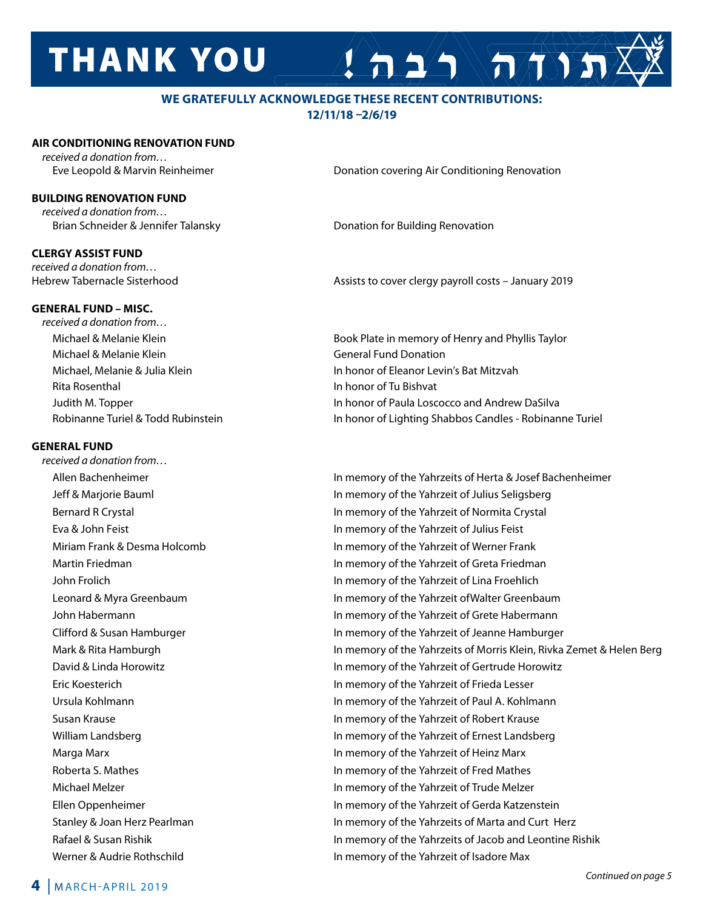# THANK YOU תודה רבה!

**WE GRATEFULLY ACKNOWLEDGE THESE RECENT CONTRIBUTIONS: 12/11/18 –2/6/19**

### AIR CONDITIONING RENOVATION FUND

*received a donation from…*

| | |
|---|---|
| Eve Leopold & Marvin Reinheimer | Donation covering Air Conditioning Renovation |

### BUILDING RENOVATION FUND

*received a donation from…*

| | |
|---|---|
| Brian Schneider & Jennifer Talansky | Donation for Building Renovation |

### CLERGY ASSIST FUND

*received a donation from…*

| | |
|---|---|
| Hebrew Tabernacle Sisterhood | Assists to cover clergy payroll costs – January 2019 |

### GENERAL FUND – MISC.

*received a donation from…*

| | |
|---|---|
| Michael & Melanie Klein | Book Plate in memory of Henry and Phyllis Taylor |
| Michael & Melanie Klein | General Fund Donation |
| Michael, Melanie & Julia Klein | In honor of Eleanor Levin's Bat Mitzvah |
| Rita Rosenthal | In honor of Tu Bishvat |
| Judith M. Topper | In honor of Paula Loscocco and Andrew DaSilva |
| Robinanne Turiel & Todd Rubinstein | In honor of Lighting Shabbos Candles - Robinanne Turiel |

### GENERAL FUND

*received a donation from…*

| | |
|---|---|
| Allen Bachenheimer | In memory of the Yahrzeits of Herta & Josef Bachenheimer |
| Jeff & Marjorie Bauml | In memory of the Yahrzeit of Julius Seligsberg |
| Bernard R Crystal | In memory of the Yahrzeit of Normita Crystal |
| Eva & John Feist | In memory of the Yahrzeit of Julius Feist |
| Miriam Frank & Desma Holcomb | In memory of the Yahrzeit of Werner Frank |
| Martin Friedman | In memory of the Yahrzeit of Greta Friedman |
| John Frolich | In memory of the Yahrzeit of Lina Froehlich |
| Leonard & Myra Greenbaum | In memory of the Yahrzeit ofWalter Greenbaum |
| John Habermann | In memory of the Yahrzeit of Grete Habermann |
| Clifford & Susan Hamburger | In memory of the Yahrzeit of Jeanne Hamburger |
| Mark & Rita Hamburgh | In memory of the Yahrzeits of Morris Klein, Rivka Zemet & Helen Berg |
| David & Linda Horowitz | In memory of the Yahrzeit of Gertrude Horowitz |
| Eric Koesterich | In memory of the Yahrzeit of Frieda Lesser |
| Ursula Kohlmann | In memory of the Yahrzeit of Paul A. Kohlmann |
| Susan Krause | In memory of the Yahrzeit of Robert Krause |
| William Landsberg | In memory of the Yahrzeit of Ernest Landsberg |
| Marga Marx | In memory of the Yahrzeit of Heinz Marx |
| Roberta S. Mathes | In memory of the Yahrzeit of Fred Mathes |
| Michael Melzer | In memory of the Yahrzeit of Trude Melzer |
| Ellen Oppenheimer | In memory of the Yahrzeit of Gerda Katzenstein |
| Stanley & Joan Herz Pearlman | In memory of the Yahrzeits of Marta and Curt Herz |
| Rafael & Susan Rishik | In memory of the Yahrzeits of Jacob and Leontine Rishik |
| Werner & Audrie Rothschild | In memory of the Yahrzeit of Isadore Max |

*Continued on page 5*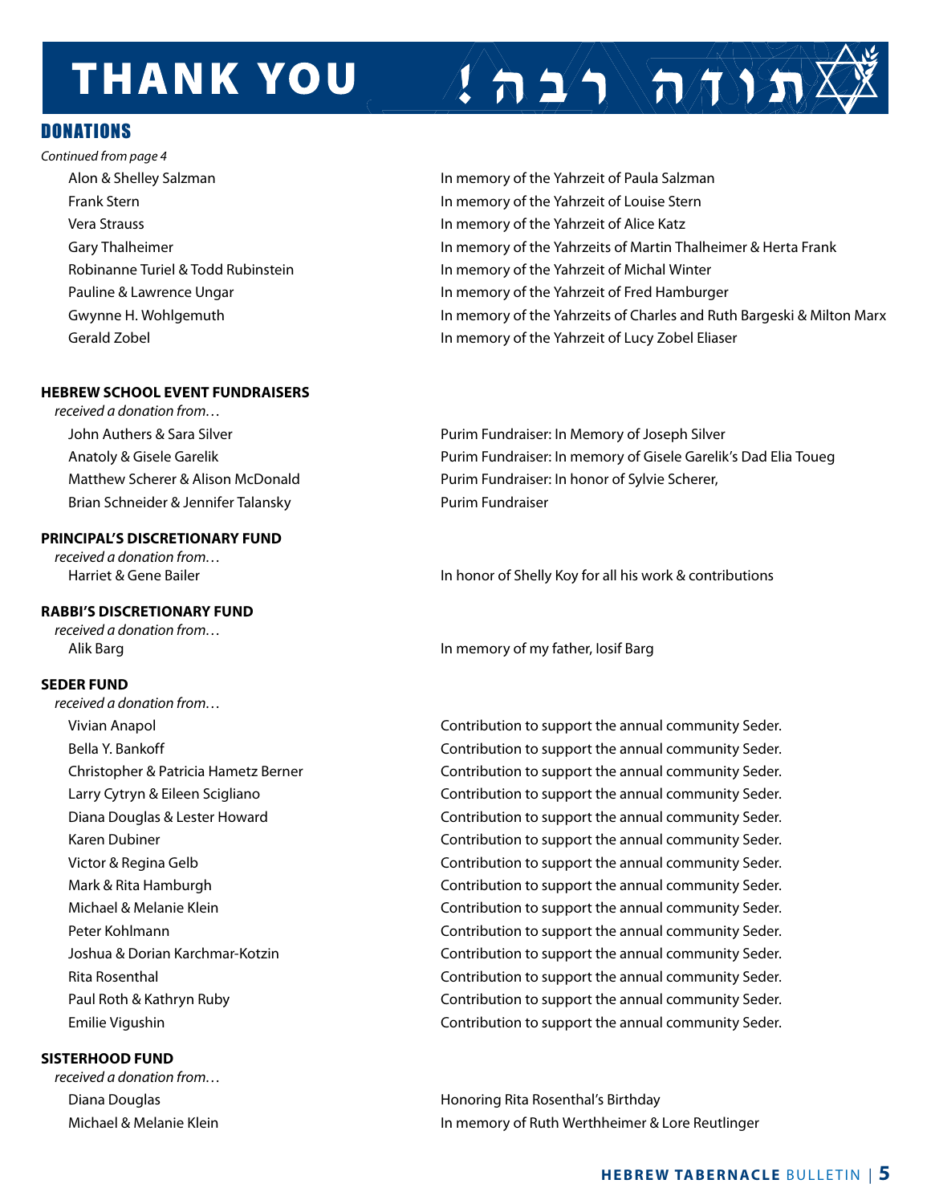# THANK YOU תודה רבה!

## DONATIONS

*Continued from page 4*

| | |
|---|---|
| Alon & Shelley Salzman | In memory of the Yahrzeit of Paula Salzman |
| Frank Stern | In memory of the Yahrzeit of Louise Stern |
| Vera Strauss | In memory of the Yahrzeit of Alice Katz |
| Gary Thalheimer | In memory of the Yahrzeits of Martin Thalheimer & Herta Frank |
| Robinanne Turiel & Todd Rubinstein | In memory of the Yahrzeit of Michal Winter |
| Pauline & Lawrence Ungar | In memory of the Yahrzeit of Fred Hamburger |
| Gwynne H. Wohlgemuth | In memory of the Yahrzeits of Charles and Ruth Bargeski & Milton Marx |
| Gerald Zobel | In memory of the Yahrzeit of Lucy Zobel Eliaser |

**HEBREW SCHOOL EVENT FUNDRAISERS**

*received a donation from…*

| | |
|---|---|
| John Authers & Sara Silver | Purim Fundraiser: In Memory of Joseph Silver |
| Anatoly & Gisele Garelik | Purim Fundraiser: In memory of Gisele Garelik's Dad Elia Toueg |
| Matthew Scherer & Alison McDonald | Purim Fundraiser: In honor of Sylvie Scherer, |
| Brian Schneider & Jennifer Talansky | Purim Fundraiser |

**PRINCIPAL'S DISCRETIONARY FUND**

*received a donation from…*

| | |
|---|---|
| Harriet & Gene Bailer | In honor of Shelly Koy for all his work & contributions |

**RABBI'S DISCRETIONARY FUND**

*received a donation from…*

| | |
|---|---|
| Alik Barg | In memory of my father, Iosif Barg |

**SEDER FUND**

*received a donation from…*

| | |
|---|---|
| Vivian Anapol | Contribution to support the annual community Seder. |
| Bella Y. Bankoff | Contribution to support the annual community Seder. |
| Christopher & Patricia Hametz Berner | Contribution to support the annual community Seder. |
| Larry Cytryn & Eileen Scigliano | Contribution to support the annual community Seder. |
| Diana Douglas & Lester Howard | Contribution to support the annual community Seder. |
| Karen Dubiner | Contribution to support the annual community Seder. |
| Victor & Regina Gelb | Contribution to support the annual community Seder. |
| Mark & Rita Hamburgh | Contribution to support the annual community Seder. |
| Michael & Melanie Klein | Contribution to support the annual community Seder. |
| Peter Kohlmann | Contribution to support the annual community Seder. |
| Joshua & Dorian Karchmar-Kotzin | Contribution to support the annual community Seder. |
| Rita Rosenthal | Contribution to support the annual community Seder. |
| Paul Roth & Kathryn Ruby | Contribution to support the annual community Seder. |
| Emilie Vigushin | Contribution to support the annual community Seder. |

**SISTERHOOD FUND**

*received a donation from…*

| | |
|---|---|
| Diana Douglas | Honoring Rita Rosenthal's Birthday |
| Michael & Melanie Klein | In memory of Ruth Werthheimer & Lore Reutlinger |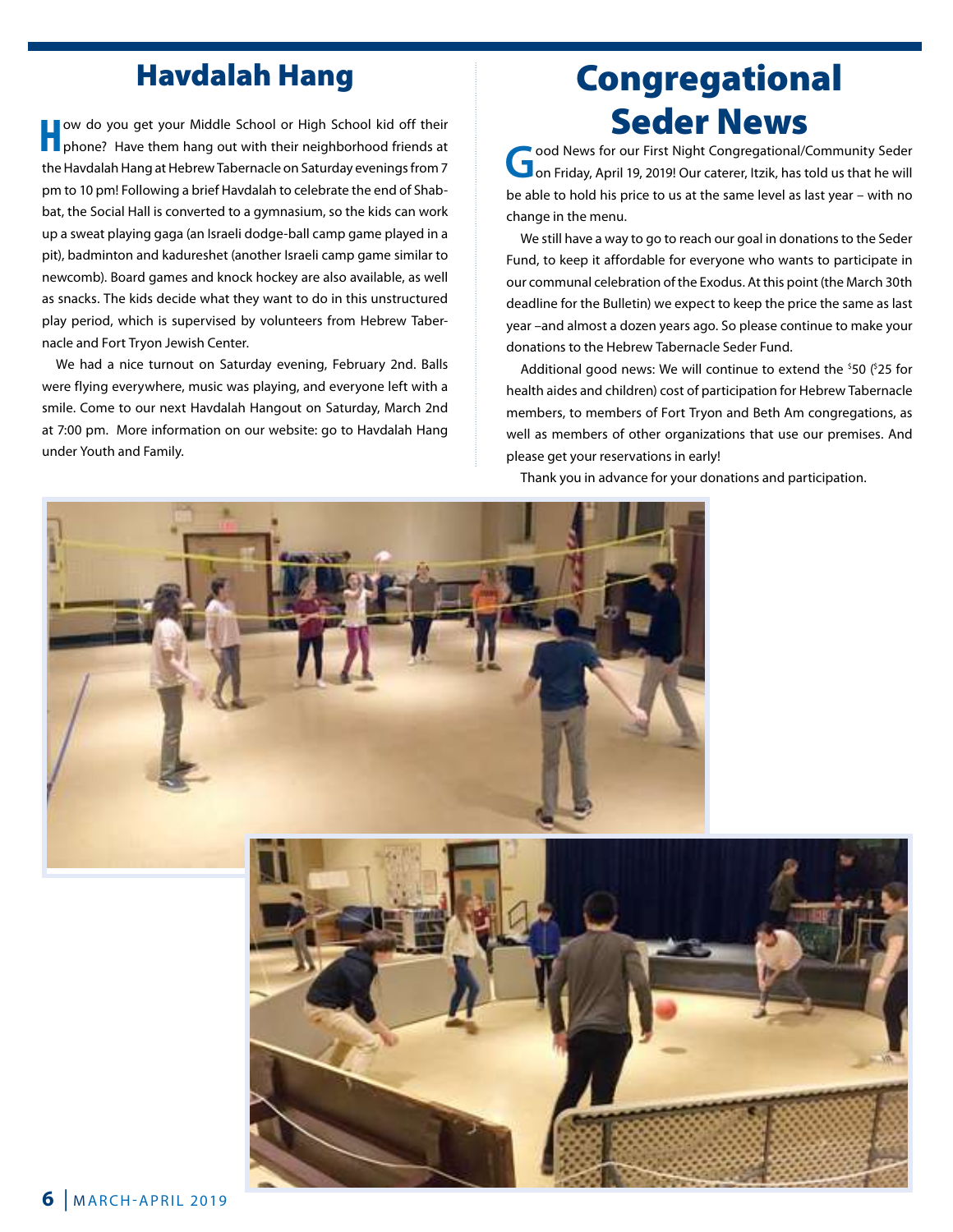## Havdalah Hang

How do you get your Middle School or High School kid off their phone? Have them hang out with their neighborhood friends at the Havdalah Hang at Hebrew Tabernacle on Saturday evenings from 7 pm to 10 pm! Following a brief Havdalah to celebrate the end of Shabbat, the Social Hall is converted to a gymnasium, so the kids can work up a sweat playing gaga (an Israeli dodge-ball camp game played in a pit), badminton and kadureshet (another Israeli camp game similar to newcomb). Board games and knock hockey are also available, as well as snacks. The kids decide what they want to do in this unstructured play period, which is supervised by volunteers from Hebrew Tabernacle and Fort Tryon Jewish Center.

We had a nice turnout on Saturday evening, February 2nd. Balls were flying everywhere, music was playing, and everyone left with a smile. Come to our next Havdalah Hangout on Saturday, March 2nd at 7:00 pm. More information on our website: go to Havdalah Hang under Youth and Family.

## Congregational Seder News

Good News for our First Night Congregational/Community Seder on Friday, April 19, 2019! Our caterer, Itzik, has told us that he will be able to hold his price to us at the same level as last year – with no change in the menu.

We still have a way to go to reach our goal in donations to the Seder Fund, to keep it affordable for everyone who wants to participate in our communal celebration of the Exodus. At this point (the March 30th deadline for the Bulletin) we expect to keep the price the same as last year –and almost a dozen years ago. So please continue to make your donations to the Hebrew Tabernacle Seder Fund.

Additional good news: We will continue to extend the $50 ($25 for health aides and children) cost of participation for Hebrew Tabernacle members, to members of Fort Tryon and Beth Am congregations, as well as members of other organizations that use our premises. And please get your reservations in early!

Thank you in advance for your donations and participation.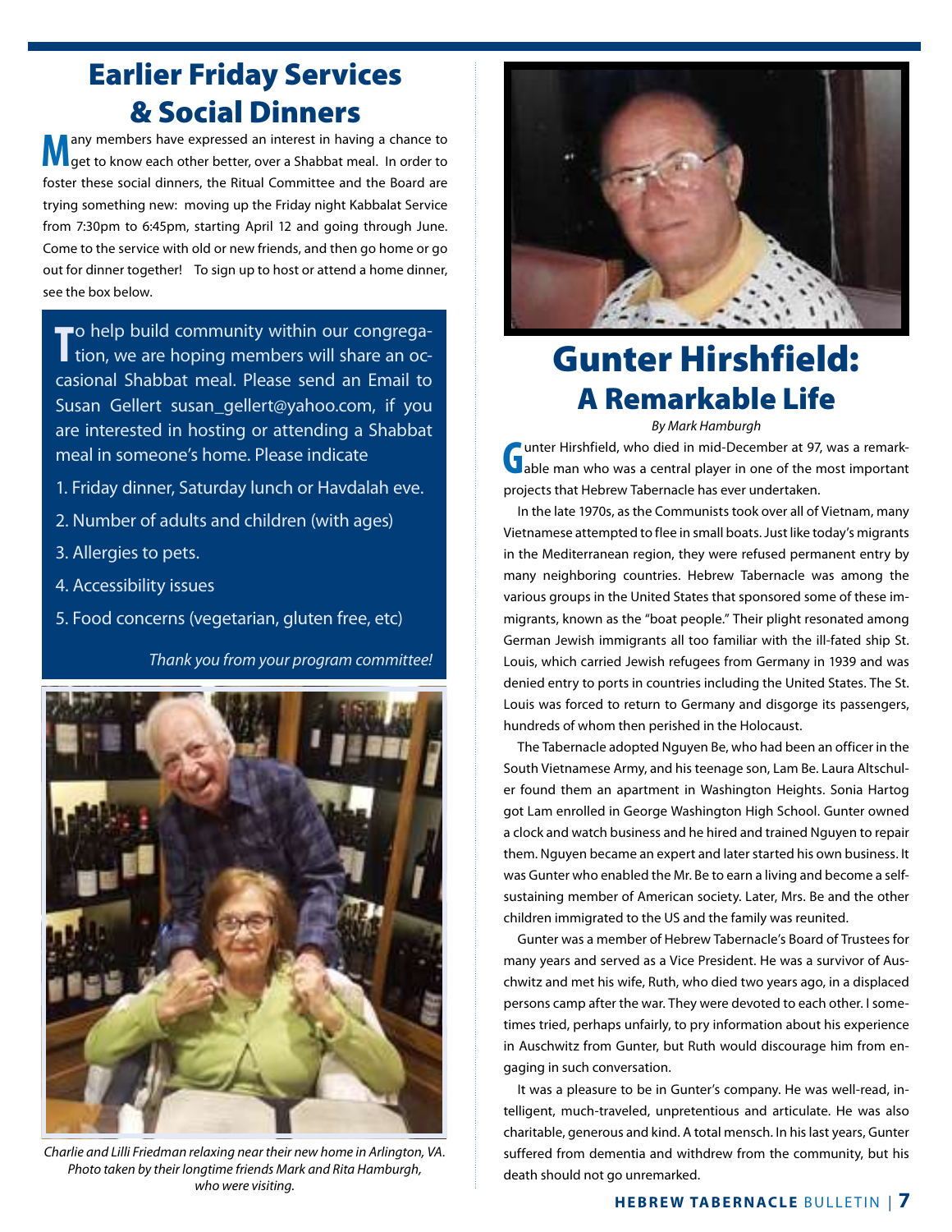# Earlier Friday Services & Social Dinners

Many members have expressed an interest in having a chance to get to know each other better, over a Shabbat meal. In order to foster these social dinners, the Ritual Committee and the Board are trying something new: moving up the Friday night Kabbalat Service from 7:30pm to 6:45pm, starting April 12 and going through June. Come to the service with old or new friends, and then go home or go out for dinner together! To sign up to host or attend a home dinner, see the box below.

To help build community within our congregation, we are hoping members will share an occasional Shabbat meal. Please send an Email to Susan Gellert susan_gellert@yahoo.com, if you are interested in hosting or attending a Shabbat meal in someone's home. Please indicate

1. Friday dinner, Saturday lunch or Havdalah eve.
2. Number of adults and children (with ages)
3. Allergies to pets.
4. Accessibility issues
5. Food concerns (vegetarian, gluten free, etc)

*Thank you from your program committee!*

*Charlie and Lilli Friedman relaxing near their new home in Arlington, VA. Photo taken by their longtime friends Mark and Rita Hamburgh, who were visiting.*

# Gunter Hirshfield:
## A Remarkable Life

*By Mark Hamburgh*

Gunter Hirshfield, who died in mid-December at 97, was a remarkable man who was a central player in one of the most important projects that Hebrew Tabernacle has ever undertaken.

In the late 1970s, as the Communists took over all of Vietnam, many Vietnamese attempted to flee in small boats. Just like today's migrants in the Mediterranean region, they were refused permanent entry by many neighboring countries. Hebrew Tabernacle was among the various groups in the United States that sponsored some of these immigrants, known as the "boat people." Their plight resonated among German Jewish immigrants all too familiar with the ill-fated ship St. Louis, which carried Jewish refugees from Germany in 1939 and was denied entry to ports in countries including the United States. The St. Louis was forced to return to Germany and disgorge its passengers, hundreds of whom then perished in the Holocaust.

The Tabernacle adopted Nguyen Be, who had been an officer in the South Vietnamese Army, and his teenage son, Lam Be. Laura Altschuler found them an apartment in Washington Heights. Sonia Hartog got Lam enrolled in George Washington High School. Gunter owned a clock and watch business and he hired and trained Nguyen to repair them. Nguyen became an expert and later started his own business. It was Gunter who enabled the Mr. Be to earn a living and become a self-sustaining member of American society. Later, Mrs. Be and the other children immigrated to the US and the family was reunited.

Gunter was a member of Hebrew Tabernacle's Board of Trustees for many years and served as a Vice President. He was a survivor of Auschwitz and met his wife, Ruth, who died two years ago, in a displaced persons camp after the war. They were devoted to each other. I sometimes tried, perhaps unfairly, to pry information about his experience in Auschwitz from Gunter, but Ruth would discourage him from engaging in such conversation.

It was a pleasure to be in Gunter's company. He was well-read, intelligent, much-traveled, unpretentious and articulate. He was also charitable, generous and kind. A total mensch. In his last years, Gunter suffered from dementia and withdrew from the community, but his death should not go unremarked.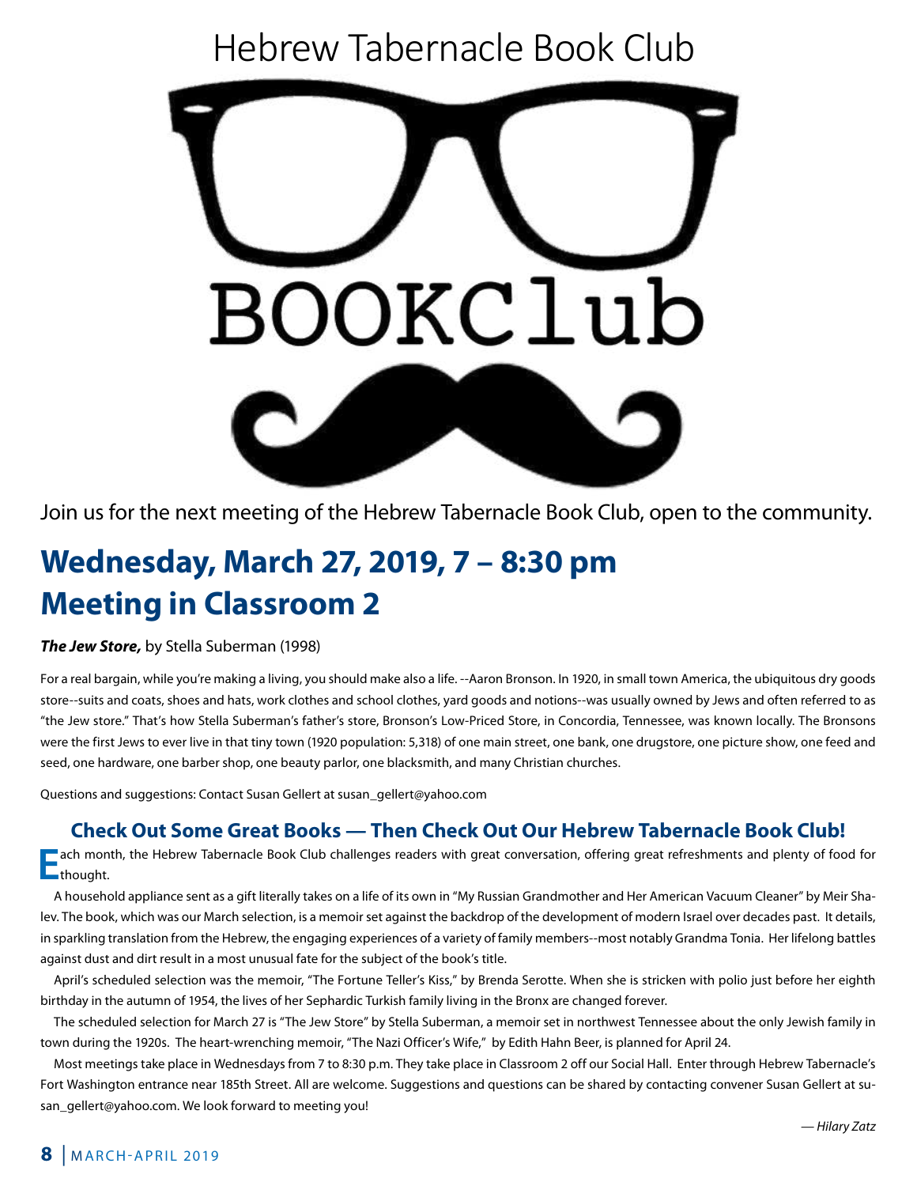# Hebrew Tabernacle Book Club

BOOKClub

Join us for the next meeting of the Hebrew Tabernacle Book Club, open to the community.

## Wednesday, March 27, 2019, 7 – 8:30 pm
## Meeting in Classroom 2

***The Jew Store,*** by Stella Suberman (1998)

For a real bargain, while you're making a living, you should make also a life. --Aaron Bronson. In 1920, in small town America, the ubiquitous dry goods store--suits and coats, shoes and hats, work clothes and school clothes, yard goods and notions--was usually owned by Jews and often referred to as "the Jew store." That's how Stella Suberman's father's store, Bronson's Low-Priced Store, in Concordia, Tennessee, was known locally. The Bronsons were the first Jews to ever live in that tiny town (1920 population: 5,318) of one main street, one bank, one drugstore, one picture show, one feed and seed, one hardware, one barber shop, one beauty parlor, one blacksmith, and many Christian churches.

Questions and suggestions: Contact Susan Gellert at susan_gellert@yahoo.com

### Check Out Some Great Books — Then Check Out Our Hebrew Tabernacle Book Club!

Each month, the Hebrew Tabernacle Book Club challenges readers with great conversation, offering great refreshments and plenty of food for thought.

A household appliance sent as a gift literally takes on a life of its own in "My Russian Grandmother and Her American Vacuum Cleaner" by Meir Shalev. The book, which was our March selection, is a memoir set against the backdrop of the development of modern Israel over decades past. It details, in sparkling translation from the Hebrew, the engaging experiences of a variety of family members--most notably Grandma Tonia. Her lifelong battles against dust and dirt result in a most unusual fate for the subject of the book's title.

April's scheduled selection was the memoir, "The Fortune Teller's Kiss," by Brenda Serotte. When she is stricken with polio just before her eighth birthday in the autumn of 1954, the lives of her Sephardic Turkish family living in the Bronx are changed forever.

The scheduled selection for March 27 is "The Jew Store" by Stella Suberman, a memoir set in northwest Tennessee about the only Jewish family in town during the 1920s. The heart-wrenching memoir, "The Nazi Officer's Wife," by Edith Hahn Beer, is planned for April 24.

Most meetings take place in Wednesdays from 7 to 8:30 p.m. They take place in Classroom 2 off our Social Hall. Enter through Hebrew Tabernacle's Fort Washington entrance near 185th Street. All are welcome. Suggestions and questions can be shared by contacting convener Susan Gellert at susan_gellert@yahoo.com. We look forward to meeting you!

*— Hilary Zatz*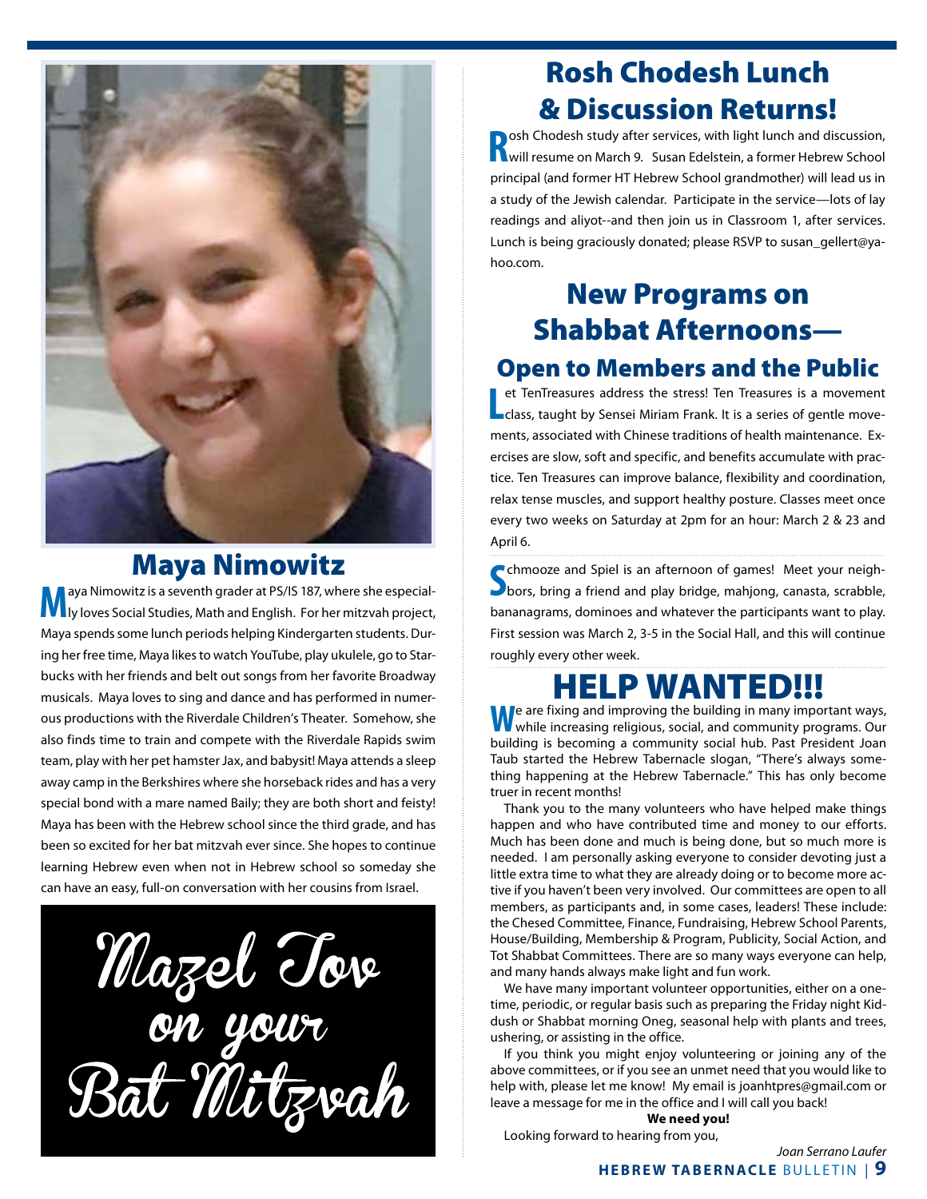## Maya Nimowitz

Maya Nimowitz is a seventh grader at PS/IS 187, where she especially loves Social Studies, Math and English. For her mitzvah project, Maya spends some lunch periods helping Kindergarten students. During her free time, Maya likes to watch YouTube, play ukulele, go to Starbucks with her friends and belt out songs from her favorite Broadway musicals. Maya loves to sing and dance and has performed in numerous productions with the Riverdale Children's Theater. Somehow, she also finds time to train and compete with the Riverdale Rapids swim team, play with her pet hamster Jax, and babysit! Maya attends a sleep away camp in the Berkshires where she horseback rides and has a very special bond with a mare named Baily; they are both short and feisty! Maya has been with the Hebrew school since the third grade, and has been so excited for her bat mitzvah ever since. She hopes to continue learning Hebrew even when not in Hebrew school so someday she can have an easy, full-on conversation with her cousins from Israel.

Mazel Tov on your Bat Mitzvah

## Rosh Chodesh Lunch & Discussion Returns!

Rosh Chodesh study after services, with light lunch and discussion, will resume on March 9. Susan Edelstein, a former Hebrew School principal (and former HT Hebrew School grandmother) will lead us in a study of the Jewish calendar. Participate in the service—lots of lay readings and aliyot--and then join us in Classroom 1, after services. Lunch is being graciously donated; please RSVP to susan_gellert@yahoo.com.

## New Programs on Shabbat Afternoons—

### Open to Members and the Public

Let TenTreasures address the stress! Ten Treasures is a movement class, taught by Sensei Miriam Frank. It is a series of gentle movements, associated with Chinese traditions of health maintenance. Exercises are slow, soft and specific, and benefits accumulate with practice. Ten Treasures can improve balance, flexibility and coordination, relax tense muscles, and support healthy posture. Classes meet once every two weeks on Saturday at 2pm for an hour: March 2 & 23 and April 6.

Schmooze and Spiel is an afternoon of games! Meet your neighbors, bring a friend and play bridge, mahjong, canasta, scrabble, bananagrams, dominoes and whatever the participants want to play. First session was March 2, 3-5 in the Social Hall, and this will continue roughly every other week.

## HELP WANTED!!!

We are fixing and improving the building in many important ways, while increasing religious, social, and community programs. Our building is becoming a community social hub. Past President Joan Taub started the Hebrew Tabernacle slogan, "There's always something happening at the Hebrew Tabernacle." This has only become truer in recent months!

Thank you to the many volunteers who have helped make things happen and who have contributed time and money to our efforts. Much has been done and much is being done, but so much more is needed. I am personally asking everyone to consider devoting just a little extra time to what they are already doing or to become more active if you haven't been very involved. Our committees are open to all members, as participants and, in some cases, leaders! These include: the Chesed Committee, Finance, Fundraising, Hebrew School Parents, House/Building, Membership & Program, Publicity, Social Action, and Tot Shabbat Committees. There are so many ways everyone can help, and many hands always make light and fun work.

We have many important volunteer opportunities, either on a one-time, periodic, or regular basis such as preparing the Friday night Kiddush or Shabbat morning Oneg, seasonal help with plants and trees, ushering, or assisting in the office.

If you think you might enjoy volunteering or joining any of the above committees, or if you see an unmet need that you would like to help with, please let me know! My email is joanhtpres@gmail.com or leave a message for me in the office and I will call you back!

**We need you!**

Looking forward to hearing from you,

*Joan Serrano Laufer*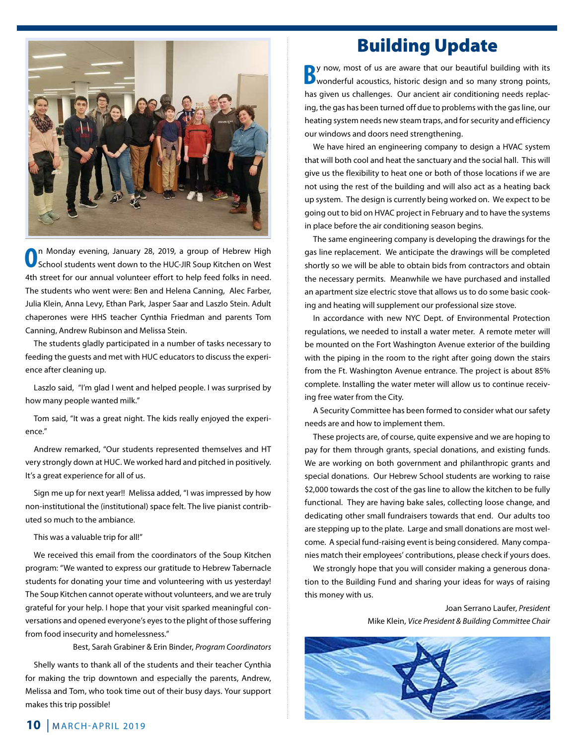On Monday evening, January 28, 2019, a group of Hebrew High School students went down to the HUC-JIR Soup Kitchen on West 4th street for our annual volunteer effort to help feed folks in need. The students who went were: Ben and Helena Canning, Alec Farber, Julia Klein, Anna Levy, Ethan Park, Jasper Saar and Laszlo Stein. Adult chaperones were HHS teacher Cynthia Friedman and parents Tom Canning, Andrew Rubinson and Melissa Stein.

The students gladly participated in a number of tasks necessary to feeding the guests and met with HUC educators to discuss the experience after cleaning up.

Laszlo said, "I'm glad I went and helped people. I was surprised by how many people wanted milk."

Tom said, "It was a great night. The kids really enjoyed the experience."

Andrew remarked, "Our students represented themselves and HT very strongly down at HUC. We worked hard and pitched in positively. It's a great experience for all of us.

Sign me up for next year!! Melissa added, "I was impressed by how non-institutional the (institutional) space felt. The live pianist contributed so much to the ambiance.

This was a valuable trip for all!"

We received this email from the coordinators of the Soup Kitchen program: "We wanted to express our gratitude to Hebrew Tabernacle students for donating your time and volunteering with us yesterday! The Soup Kitchen cannot operate without volunteers, and we are truly grateful for your help. I hope that your visit sparked meaningful conversations and opened everyone's eyes to the plight of those suffering from food insecurity and homelessness."

Best, Sarah Grabiner & Erin Binder, *Program Coordinators*

Shelly wants to thank all of the students and their teacher Cynthia for making the trip downtown and especially the parents, Andrew, Melissa and Tom, who took time out of their busy days. Your support makes this trip possible!

# Building Update

By now, most of us are aware that our beautiful building with its wonderful acoustics, historic design and so many strong points, has given us challenges. Our ancient air conditioning needs replacing, the gas has been turned off due to problems with the gas line, our heating system needs new steam traps, and for security and efficiency our windows and doors need strengthening.

We have hired an engineering company to design a HVAC system that will both cool and heat the sanctuary and the social hall. This will give us the flexibility to heat one or both of those locations if we are not using the rest of the building and will also act as a heating back up system. The design is currently being worked on. We expect to be going out to bid on HVAC project in February and to have the systems in place before the air conditioning season begins.

The same engineering company is developing the drawings for the gas line replacement. We anticipate the drawings will be completed shortly so we will be able to obtain bids from contractors and obtain the necessary permits. Meanwhile we have purchased and installed an apartment size electric stove that allows us to do some basic cooking and heating will supplement our professional size stove.

In accordance with new NYC Dept. of Environmental Protection regulations, we needed to install a water meter. A remote meter will be mounted on the Fort Washington Avenue exterior of the building with the piping in the room to the right after going down the stairs from the Ft. Washington Avenue entrance. The project is about 85% complete. Installing the water meter will allow us to continue receiving free water from the City.

A Security Committee has been formed to consider what our safety needs are and how to implement them.

These projects are, of course, quite expensive and we are hoping to pay for them through grants, special donations, and existing funds. We are working on both government and philanthropic grants and special donations. Our Hebrew School students are working to raise $2,000 towards the cost of the gas line to allow the kitchen to be fully functional. They are having bake sales, collecting loose change, and dedicating other small fundraisers towards that end. Our adults too are stepping up to the plate. Large and small donations are most welcome. A special fund-raising event is being considered. Many companies match their employees' contributions, please check if yours does.

We strongly hope that you will consider making a generous donation to the Building Fund and sharing your ideas for ways of raising this money with us.

Joan Serrano Laufer, *President*
Mike Klein, *Vice President & Building Committee Chair*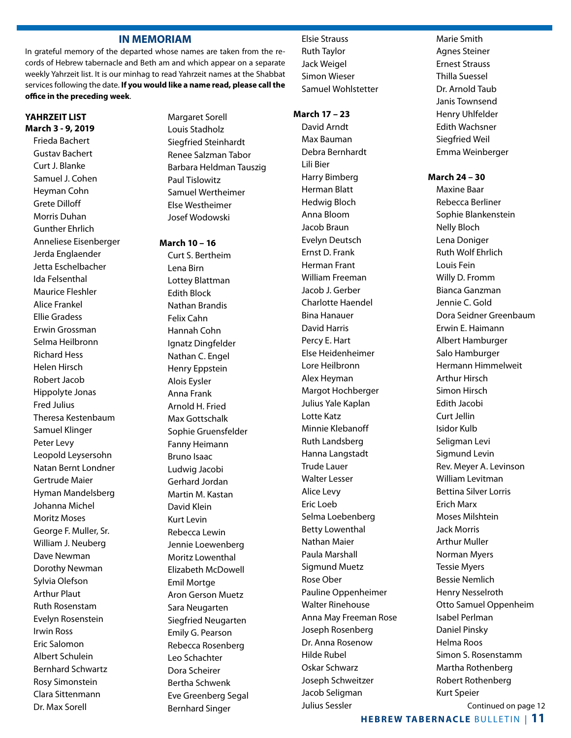## IN MEMORIAM

In grateful memory of the departed whose names are taken from the records of Hebrew tabernacle and Beth am and which appear on a separate weekly Yahrzeit list. It is our minhag to read Yahrzeit names at the Shabbat services following the date. **If you would like a name read, please call the office in the preceding week**.

### YAHRZEIT LIST

**March 3 - 9, 2019**

Frieda Bachert
Gustav Bachert
Curt J. Blanke
Samuel J. Cohen
Heyman Cohn
Grete Dilloff
Morris Duhan
Gunther Ehrlich
Anneliese Eisenberger
Jerda Englaender
Jetta Eschelbacher
Ida Felsenthal
Maurice Fleshler
Alice Frankel
Ellie Gradess
Erwin Grossman
Selma Heilbronn
Richard Hess
Helen Hirsch
Robert Jacob
Hippolyte Jonas
Fred Julius
Theresa Kestenbaum
Samuel Klinger
Peter Levy
Leopold Leysersohn
Natan Bernt Londner
Gertrude Maier
Hyman Mandelsberg
Johanna Michel
Moritz Moses
George F. Muller, Sr.
William J. Neuberg
Dave Newman
Dorothy Newman
Sylvia Olefson
Arthur Plaut
Ruth Rosenstam
Evelyn Rosenstein
Irwin Ross
Eric Salomon
Albert Schulein
Bernhard Schwartz
Rosy Simonstein
Clara Sittenmann
Dr. Max Sorell
Margaret Sorell
Louis Stadholz
Siegfried Steinhardt
Renee Salzman Tabor
Barbara Heldman Tauszig
Paul Tislowitz
Samuel Wertheimer
Else Westheimer
Josef Wodowski

**March 10 – 16**

Curt S. Bertheim
Lena Birn
Lottey Blattman
Edith Block
Nathan Brandis
Felix Cahn
Hannah Cohn
Ignatz Dingfelder
Nathan C. Engel
Henry Eppstein
Alois Eysler
Anna Frank
Arnold H. Fried
Max Gottschalk
Sophie Gruensfelder
Fanny Heimann
Bruno Isaac
Ludwig Jacobi
Gerhard Jordan
Martin M. Kastan
David Klein
Kurt Levin
Rebecca Lewin
Jennie Loewenberg
Moritz Lowenthal
Elizabeth McDowell
Emil Mortge
Aron Gerson Muetz
Sara Neugarten
Siegfried Neugarten
Emily G. Pearson
Rebecca Rosenberg
Leo Schachter
Dora Scheirer
Bertha Schwenk
Eve Greenberg Segal
Bernhard Singer
Elsie Strauss
Ruth Taylor
Jack Weigel
Simon Wieser
Samuel Wohlstetter

**March 17 – 23**

David Arndt
Max Bauman
Debra Bernhardt
Lili Bier
Harry Bimberg
Herman Blatt
Hedwig Bloch
Anna Bloom
Jacob Braun
Evelyn Deutsch
Ernst D. Frank
Herman Frant
William Freeman
Jacob J. Gerber
Charlotte Haendel
Bina Hanauer
David Harris
Percy E. Hart
Else Heidenheimer
Lore Heilbronn
Alex Heyman
Margot Hochberger
Julius Yale Kaplan
Lotte Katz
Minnie Klebanoff
Ruth Landsberg
Hanna Langstadt
Trude Lauer
Walter Lesser
Alice Levy
Eric Loeb
Selma Loebenberg
Betty Lowenthal
Nathan Maier
Paula Marshall
Sigmund Muetz
Rose Ober
Pauline Oppenheimer
Walter Rinehouse
Anna May Freeman Rose
Joseph Rosenberg
Dr. Anna Rosenow
Hilde Rubel
Oskar Schwarz
Joseph Schweitzer
Jacob Seligman
Julius Sessler
Marie Smith
Agnes Steiner
Ernest Strauss
Thilla Suessel
Dr. Arnold Taub
Janis Townsend
Henry Uhlfelder
Edith Wachsner
Siegfried Weil
Emma Weinberger

**March 24 – 30**

Maxine Baar
Rebecca Berliner
Sophie Blankenstein
Nelly Bloch
Lena Doniger
Ruth Wolf Ehrlich
Louis Fein
Willy D. Fromm
Bianca Ganzman
Jennie C. Gold
Dora Seidner Greenbaum
Erwin E. Haimann
Albert Hamburger
Salo Hamburger
Hermann Himmelweit
Arthur Hirsch
Simon Hirsch
Edith Jacobi
Curt Jellin
Isidor Kulb
Seligman Levi
Sigmund Levin
Rev. Meyer A. Levinson
William Levitman
Bettina Silver Lorris
Erich Marx
Moses Milshtein
Jack Morris
Arthur Muller
Norman Myers
Tessie Myers
Bessie Nemlich
Henry Nesselroth
Otto Samuel Oppenheim
Isabel Perlman
Daniel Pinsky
Helma Roos
Simon S. Rosenstamm
Martha Rothenberg
Robert Rothenberg
Kurt Speier

Continued on page 12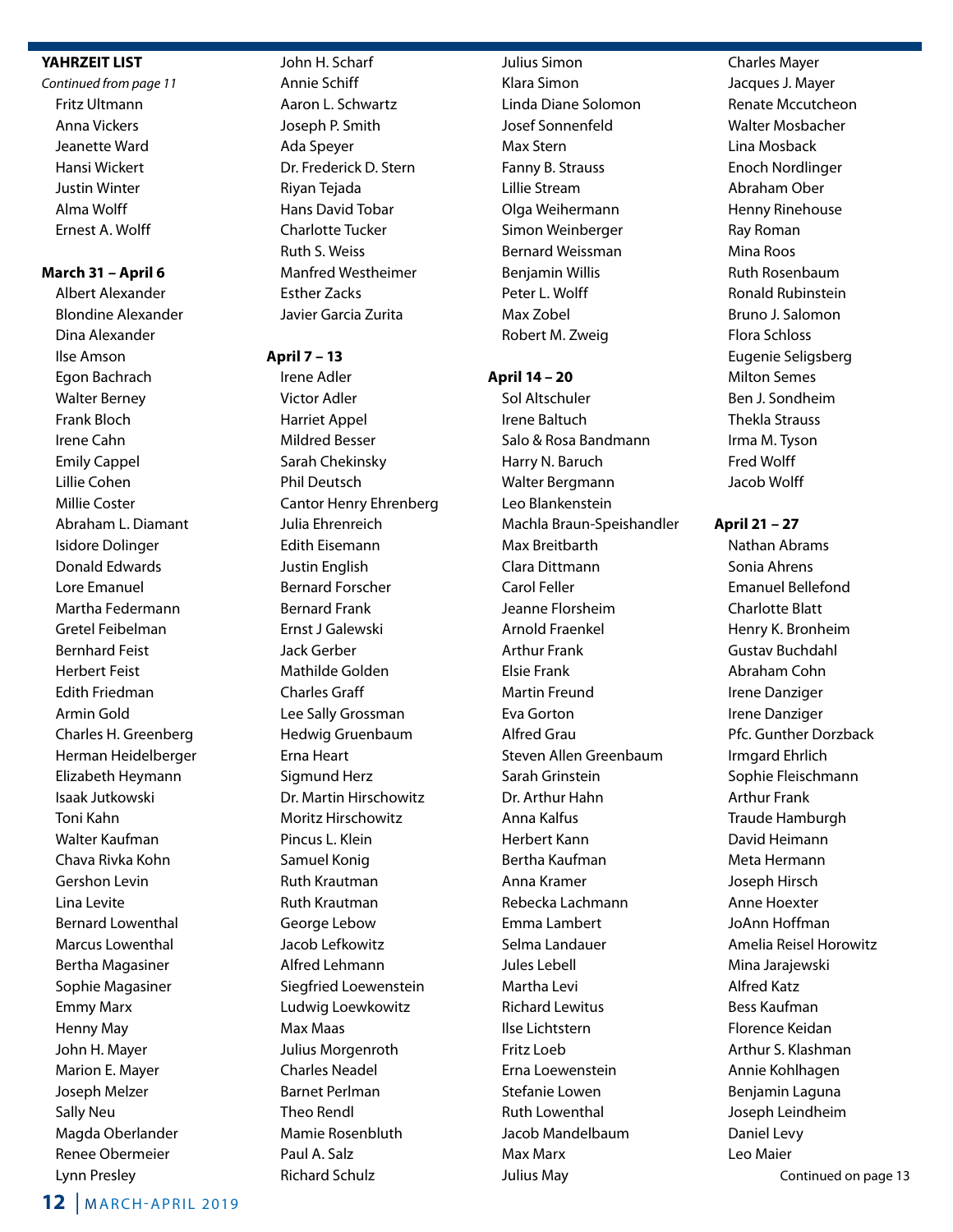**YAHRZEIT LIST**

*Continued from page 11*

- Fritz Ultmann
- Anna Vickers
- Jeanette Ward
- Hansi Wickert
- Justin Winter
- Alma Wolff
- Ernest A. Wolff

**March 31 – April 6**

- Albert Alexander
- Blondine Alexander
- Dina Alexander
- Ilse Amson
- Egon Bachrach
- Walter Berney
- Frank Bloch
- Irene Cahn
- Emily Cappel
- Lillie Cohen
- Millie Coster
- Abraham L. Diamant
- Isidore Dolinger
- Donald Edwards
- Lore Emanuel
- Martha Federmann
- Gretel Feibelman
- Bernhard Feist
- Herbert Feist
- Edith Friedman
- Armin Gold
- Charles H. Greenberg
- Herman Heidelberger
- Elizabeth Heymann
- Isaak Jutkowski
- Toni Kahn
- Walter Kaufman
- Chava Rivka Kohn
- Gershon Levin
- Lina Levite
- Bernard Lowenthal
- Marcus Lowenthal
- Bertha Magasiner
- Sophie Magasiner
- Emmy Marx
- Henny May
- John H. Mayer
- Marion E. Mayer
- Joseph Melzer
- Sally Neu
- Magda Oberlander
- Renee Obermeier
- Lynn Presley
- John H. Scharf
- Annie Schiff
- Aaron L. Schwartz
- Joseph P. Smith
- Ada Speyer
- Dr. Frederick D. Stern
- Riyan Tejada
- Hans David Tobar
- Charlotte Tucker
- Ruth S. Weiss
- Manfred Westheimer
- Esther Zacks
- Javier Garcia Zurita

**April 7 – 13**

- Irene Adler
- Victor Adler
- Harriet Appel
- Mildred Besser
- Sarah Chekinsky
- Phil Deutsch
- Cantor Henry Ehrenberg
- Julia Ehrenreich
- Edith Eisemann
- Justin English
- Bernard Forscher
- Bernard Frank
- Ernst J Galewski
- Jack Gerber
- Mathilde Golden
- Charles Graff
- Lee Sally Grossman
- Hedwig Gruenbaum
- Erna Heart
- Sigmund Herz
- Dr. Martin Hirschowitz
- Moritz Hirschowitz
- Pincus L. Klein
- Samuel Konig
- Ruth Krautman
- Ruth Krautman
- George Lebow
- Jacob Lefkowitz
- Alfred Lehmann
- Siegfried Loewenstein
- Ludwig Loewkowitz
- Max Maas
- Julius Morgenroth
- Charles Neadel
- Barnet Perlman
- Theo Rendl
- Mamie Rosenbluth
- Paul A. Salz
- Richard Schulz
- Julius Simon
- Klara Simon
- Linda Diane Solomon
- Josef Sonnenfeld
- Max Stern
- Fanny B. Strauss
- Lillie Stream
- Olga Weihermann
- Simon Weinberger
- Bernard Weissman
- Benjamin Willis
- Peter L. Wolff
- Max Zobel
- Robert M. Zweig

**April 14 – 20**

- Sol Altschuler
- Irene Baltuch
- Salo & Rosa Bandmann
- Harry N. Baruch
- Walter Bergmann
- Leo Blankenstein
- Machla Braun-Speishandler
- Max Breitbarth
- Clara Dittmann
- Carol Feller
- Jeanne Florsheim
- Arnold Fraenkel
- Arthur Frank
- Elsie Frank
- Martin Freund
- Eva Gorton
- Alfred Grau
- Steven Allen Greenbaum
- Sarah Grinstein
- Dr. Arthur Hahn
- Anna Kalfus
- Herbert Kann
- Bertha Kaufman
- Anna Kramer
- Rebecka Lachmann
- Emma Lambert
- Selma Landauer
- Jules Lebell
- Martha Levi
- Richard Lewitus
- Ilse Lichtstern
- Fritz Loeb
- Erna Loewenstein
- Stefanie Lowen
- Ruth Lowenthal
- Jacob Mandelbaum
- Max Marx
- Julius May
- Charles Mayer
- Jacques J. Mayer
- Renate Mccutcheon
- Walter Mosbacher
- Lina Mosback
- Enoch Nordlinger
- Abraham Ober
- Henny Rinehouse
- Ray Roman
- Mina Roos
- Ruth Rosenbaum
- Ronald Rubinstein
- Bruno J. Salomon
- Flora Schloss
- Eugenie Seligsberg
- Milton Semes
- Ben J. Sondheim
- Thekla Strauss
- Irma M. Tyson
- Fred Wolff
- Jacob Wolff

**April 21 – 27**

- Nathan Abrams
- Sonia Ahrens
- Emanuel Bellefond
- Charlotte Blatt
- Henry K. Bronheim
- Gustav Buchdahl
- Abraham Cohn
- Irene Danziger
- Irene Danziger
- Pfc. Gunther Dorzback
- Irmgard Ehrlich
- Sophie Fleischmann
- Arthur Frank
- Traude Hamburgh
- David Heimann
- Meta Hermann
- Joseph Hirsch
- Anne Hoexter
- JoAnn Hoffman
- Amelia Reisel Horowitz
- Mina Jarajewski
- Alfred Katz
- Bess Kaufman
- Florence Keidan
- Arthur S. Klashman
- Annie Kohlhagen
- Benjamin Laguna
- Joseph Leindheim
- Daniel Levy
- Leo Maier

Continued on page 13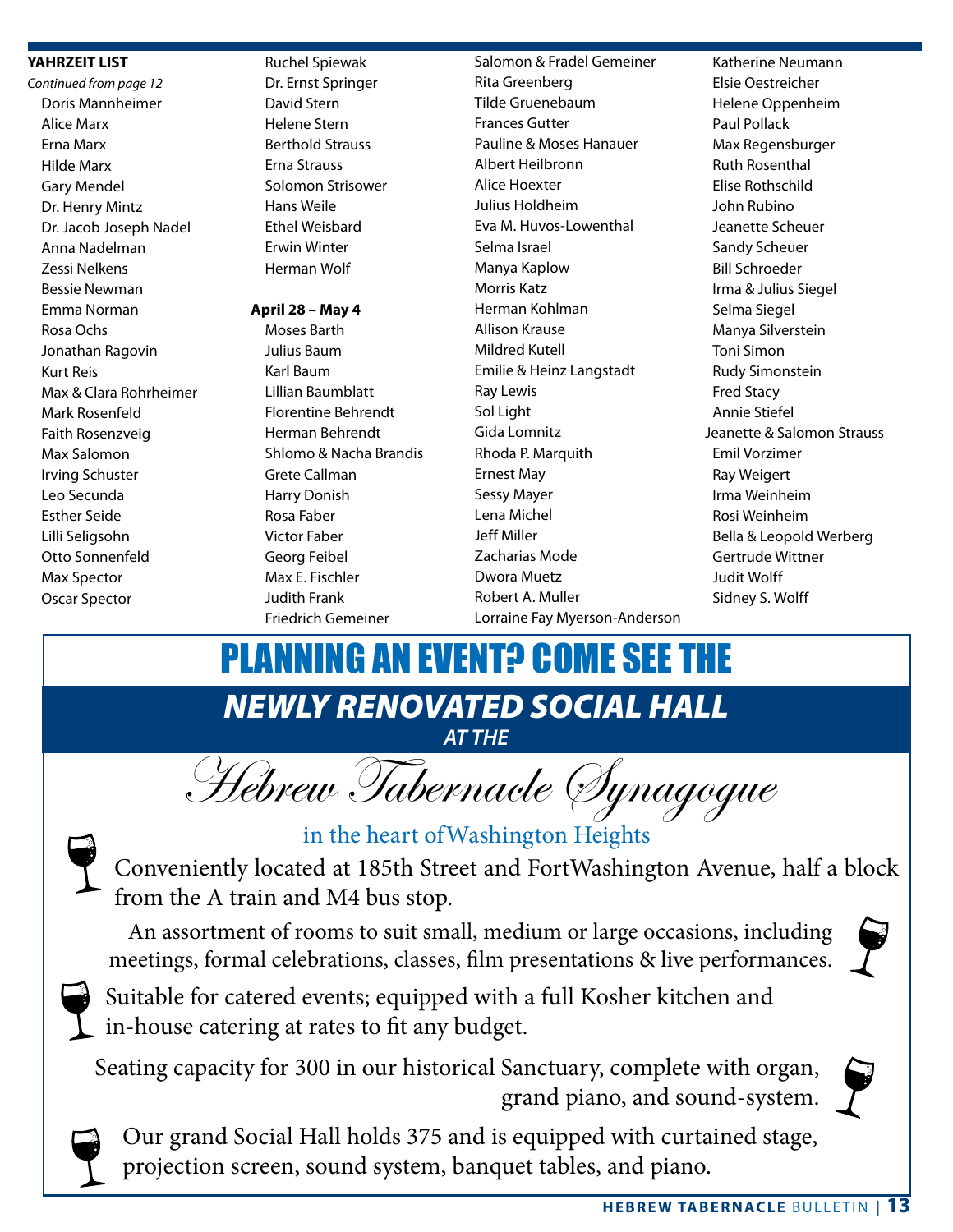**YAHRZEIT LIST**

*Continued from page 12*

- Doris Mannheimer
- Alice Marx
- Erna Marx
- Hilde Marx
- Gary Mendel
- Dr. Henry Mintz
- Dr. Jacob Joseph Nadel
- Anna Nadelman
- Zessi Nelkens
- Bessie Newman
- Emma Norman
- Rosa Ochs
- Jonathan Ragovin
- Kurt Reis
- Max & Clara Rohrheimer
- Mark Rosenfeld
- Faith Rosenzveig
- Max Salomon
- Irving Schuster
- Leo Secunda
- Esther Seide
- Lilli Seligsohn
- Otto Sonnenfeld
- Max Spector
- Oscar Spector
- Ruchel Spiewak
- Dr. Ernst Springer
- David Stern
- Helene Stern
- Berthold Strauss
- Erna Strauss
- Solomon Strisower
- Hans Weile
- Ethel Weisbard
- Erwin Winter
- Herman Wolf

**April 28 – May 4**

- Moses Barth
- Julius Baum
- Karl Baum
- Lillian Baumblatt
- Florentine Behrendt
- Herman Behrendt
- Shlomo & Nacha Brandis
- Grete Callman
- Harry Donish
- Rosa Faber
- Victor Faber
- Georg Feibel
- Max E. Fischler
- Judith Frank
- Friedrich Gemeiner
- Salomon & Fradel Gemeiner
- Rita Greenberg
- Tilde Gruenebaum
- Frances Gutter
- Pauline & Moses Hanauer
- Albert Heilbronn
- Alice Hoexter
- Julius Holdheim
- Eva M. Huvos-Lowenthal
- Selma Israel
- Manya Kaplow
- Morris Katz
- Herman Kohlman
- Allison Krause
- Mildred Kutell
- Emilie & Heinz Langstadt
- Ray Lewis
- Sol Light
- Gida Lomnitz
- Rhoda P. Marquith
- Ernest May
- Sessy Mayer
- Lena Michel
- Jeff Miller
- Zacharias Mode
- Dwora Muetz
- Robert A. Muller
- Lorraine Fay Myerson-Anderson
- Katherine Neumann
- Elsie Oestreicher
- Helene Oppenheim
- Paul Pollack
- Max Regensburger
- Ruth Rosenthal
- Elise Rothschild
- John Rubino
- Jeanette Scheuer
- Sandy Scheuer
- Bill Schroeder
- Irma & Julius Siegel
- Selma Siegel
- Manya Silverstein
- Toni Simon
- Rudy Simonstein
- Fred Stacy
- Annie Stiefel
- Jeanette & Salomon Strauss
- Emil Vorzimer
- Ray Weigert
- Irma Weinheim
- Rosi Weinheim
- Bella & Leopold Werberg
- Gertrude Wittner
- Judit Wolff
- Sidney S. Wolff

# PLANNING AN EVENT? COME SEE THE

## *NEWLY RENOVATED SOCIAL HALL*

*AT THE*

# Hebrew Tabernacle Synagogue

in the heart of Washington Heights

Conveniently located at 185th Street and Fort Washington Avenue, half a block from the A train and M4 bus stop.

An assortment of rooms to suit small, medium or large occasions, including meetings, formal celebrations, classes, film presentations & live performances.

Suitable for catered events; equipped with a full Kosher kitchen and in-house catering at rates to fit any budget.

Seating capacity for 300 in our historical Sanctuary, complete with organ, grand piano, and sound-system.

Our grand Social Hall holds 375 and is equipped with curtained stage, projection screen, sound system, banquet tables, and piano.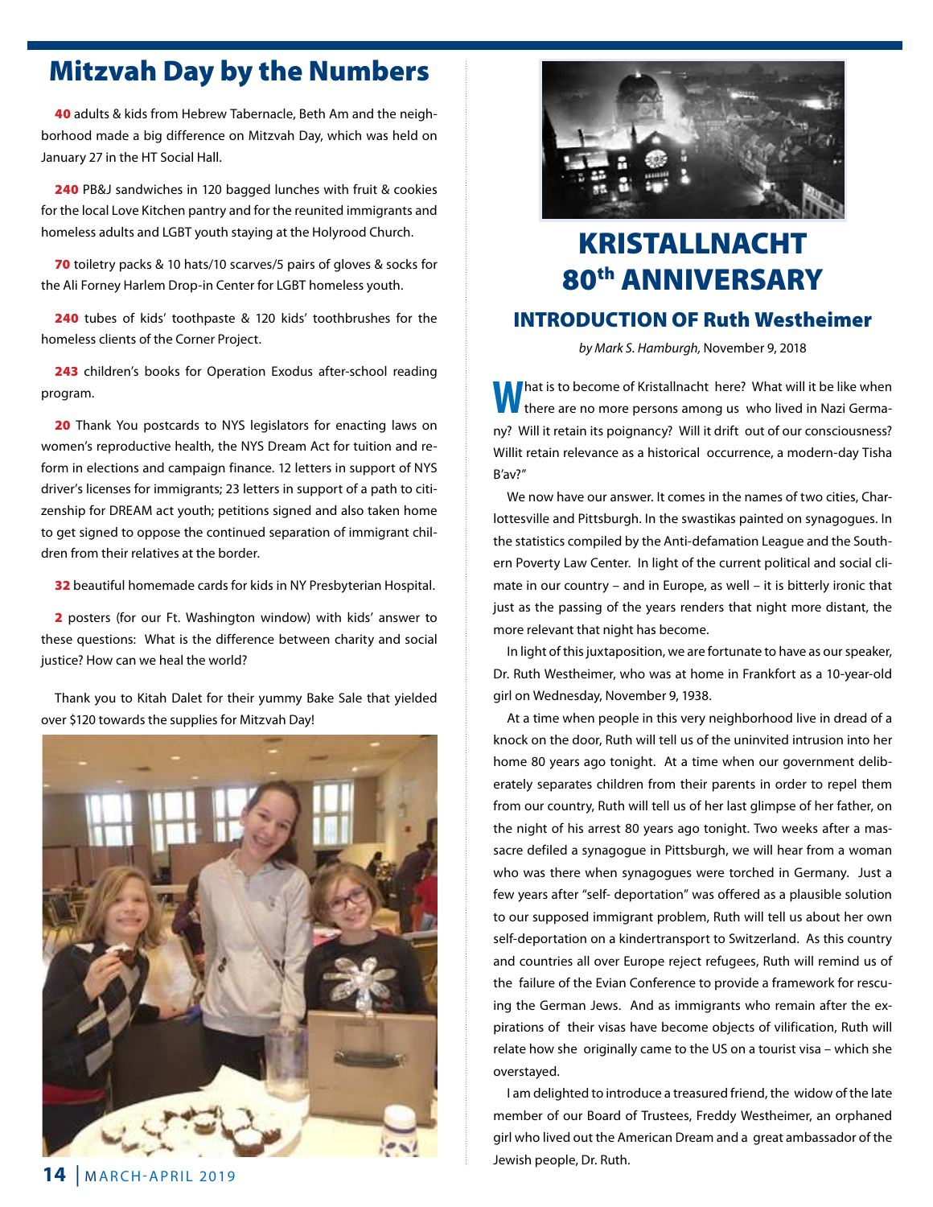## Mitzvah Day by the Numbers

**40** adults & kids from Hebrew Tabernacle, Beth Am and the neighborhood made a big difference on Mitzvah Day, which was held on January 27 in the HT Social Hall.

**240** PB&J sandwiches in 120 bagged lunches with fruit & cookies for the local Love Kitchen pantry and for the reunited immigrants and homeless adults and LGBT youth staying at the Holyrood Church.

**70** toiletry packs & 10 hats/10 scarves/5 pairs of gloves & socks for the Ali Forney Harlem Drop-in Center for LGBT homeless youth.

**240** tubes of kids' toothpaste & 120 kids' toothbrushes for the homeless clients of the Corner Project.

**243** children's books for Operation Exodus after-school reading program.

**20** Thank You postcards to NYS legislators for enacting laws on women's reproductive health, the NYS Dream Act for tuition and reform in elections and campaign finance. 12 letters in support of NYS driver's licenses for immigrants; 23 letters in support of a path to citizenship for DREAM act youth; petitions signed and also taken home to get signed to oppose the continued separation of immigrant children from their relatives at the border.

**32** beautiful homemade cards for kids in NY Presbyterian Hospital.

**2** posters (for our Ft. Washington window) with kids' answer to these questions: What is the difference between charity and social justice? How can we heal the world?

Thank you to Kitah Dalet for their yummy Bake Sale that yielded over $120 towards the supplies for Mitzvah Day!

# KRISTALLNACHT 80th ANNIVERSARY

### INTRODUCTION OF Ruth Westheimer

*by Mark S. Hamburgh,* November 9, 2018

What is to become of Kristallnacht here? What will it be like when there are no more persons among us who lived in Nazi Germany? Will it retain its poignancy? Will it drift out of our consciousness? Willit retain relevance as a historical occurrence, a modern-day Tisha B'av?"

We now have our answer. It comes in the names of two cities, Charlottesville and Pittsburgh. In the swastikas painted on synagogues. In the statistics compiled by the Anti-defamation League and the Southern Poverty Law Center. In light of the current political and social climate in our country – and in Europe, as well – it is bitterly ironic that just as the passing of the years renders that night more distant, the more relevant that night has become.

In light of this juxtaposition, we are fortunate to have as our speaker, Dr. Ruth Westheimer, who was at home in Frankfort as a 10-year-old girl on Wednesday, November 9, 1938.

At a time when people in this very neighborhood live in dread of a knock on the door, Ruth will tell us of the uninvited intrusion into her home 80 years ago tonight. At a time when our government deliberately separates children from their parents in order to repel them from our country, Ruth will tell us of her last glimpse of her father, on the night of his arrest 80 years ago tonight. Two weeks after a massacre defiled a synagogue in Pittsburgh, we will hear from a woman who was there when synagogues were torched in Germany. Just a few years after "self- deportation" was offered as a plausible solution to our supposed immigrant problem, Ruth will tell us about her own self-deportation on a kindertransport to Switzerland. As this country and countries all over Europe reject refugees, Ruth will remind us of the failure of the Evian Conference to provide a framework for rescuing the German Jews. And as immigrants who remain after the expirations of their visas have become objects of vilification, Ruth will relate how she originally came to the US on a tourist visa – which she overstayed.

I am delighted to introduce a treasured friend, the widow of the late member of our Board of Trustees, Freddy Westheimer, an orphaned girl who lived out the American Dream and a great ambassador of the Jewish people, Dr. Ruth.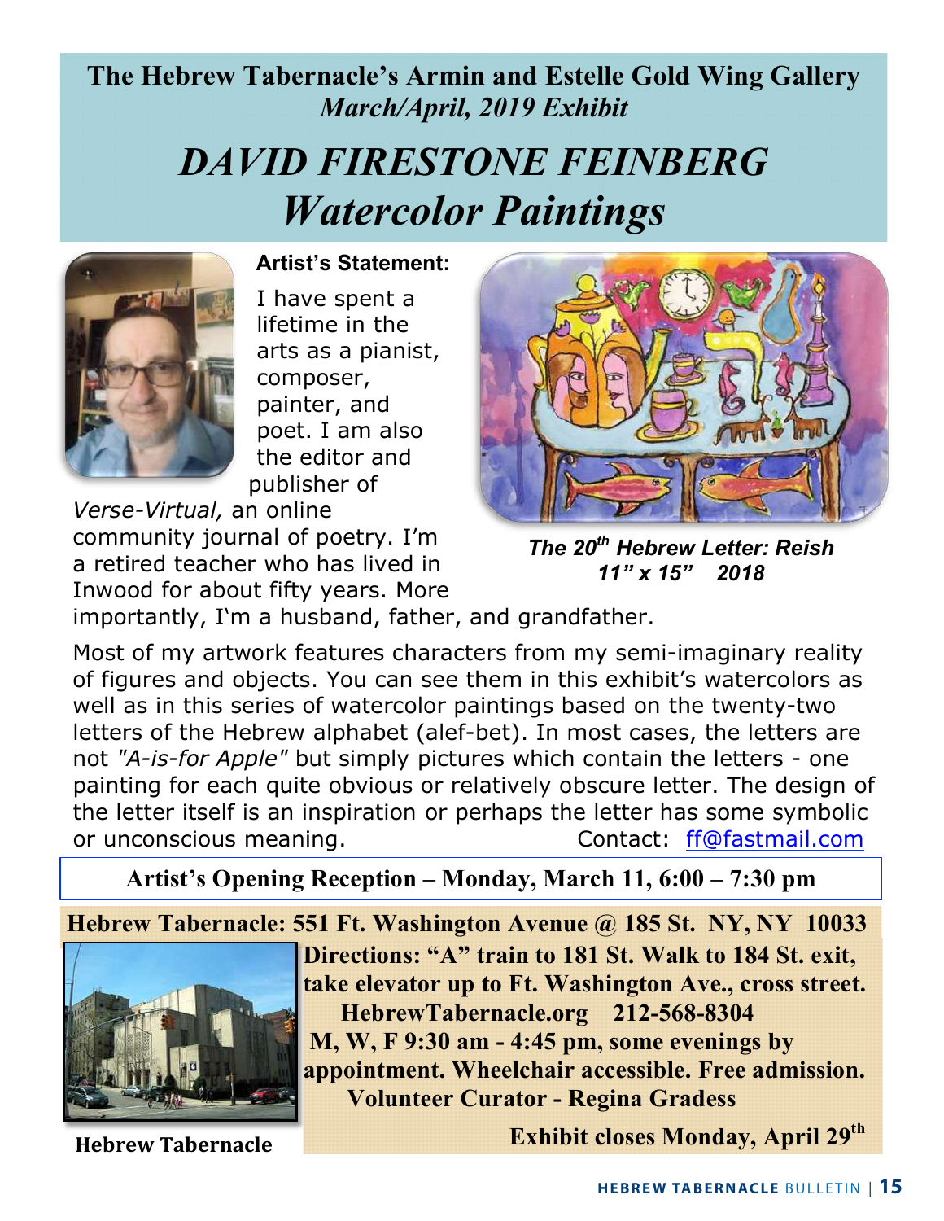**The Hebrew Tabernacle's Armin and Estelle Gold Wing Gallery**
*March/April, 2019 Exhibit*

# *DAVID FIRESTONE FEINBERG*
# *Watercolor Paintings*

**Artist's Statement:**

I have spent a lifetime in the arts as a pianist, composer, painter, and poet. I am also the editor and publisher of *Verse-Virtual,* an online community journal of poetry. I'm a retired teacher who has lived in Inwood for about fifty years. More importantly, I'm a husband, father, and grandfather.

***The 20th Hebrew Letter: Reish***
***11" x 15"   2018***

Most of my artwork features characters from my semi-imaginary reality of figures and objects. You can see them in this exhibit's watercolors as well as in this series of watercolor paintings based on the twenty-two letters of the Hebrew alphabet (alef-bet). In most cases, the letters are not *"A-is-for Apple"* but simply pictures which contain the letters - one painting for each quite obvious or relatively obscure letter. The design of the letter itself is an inspiration or perhaps the letter has some symbolic or unconscious meaning. Contact: ff@fastmail.com

**Artist's Opening Reception – Monday, March 11, 6:00 – 7:30 pm**

**Hebrew Tabernacle: 551 Ft. Washington Avenue @ 185 St. NY, NY 10033**

**Directions: "A" train to 181 St. Walk to 184 St. exit, take elevator up to Ft. Washington Ave., cross street.**
**HebrewTabernacle.org 212-568-8304**
**M, W, F 9:30 am - 4:45 pm, some evenings by appointment. Wheelchair accessible. Free admission.**
**Volunteer Curator - Regina Gradess**

**Hebrew Tabernacle**

**Exhibit closes Monday, April 29th**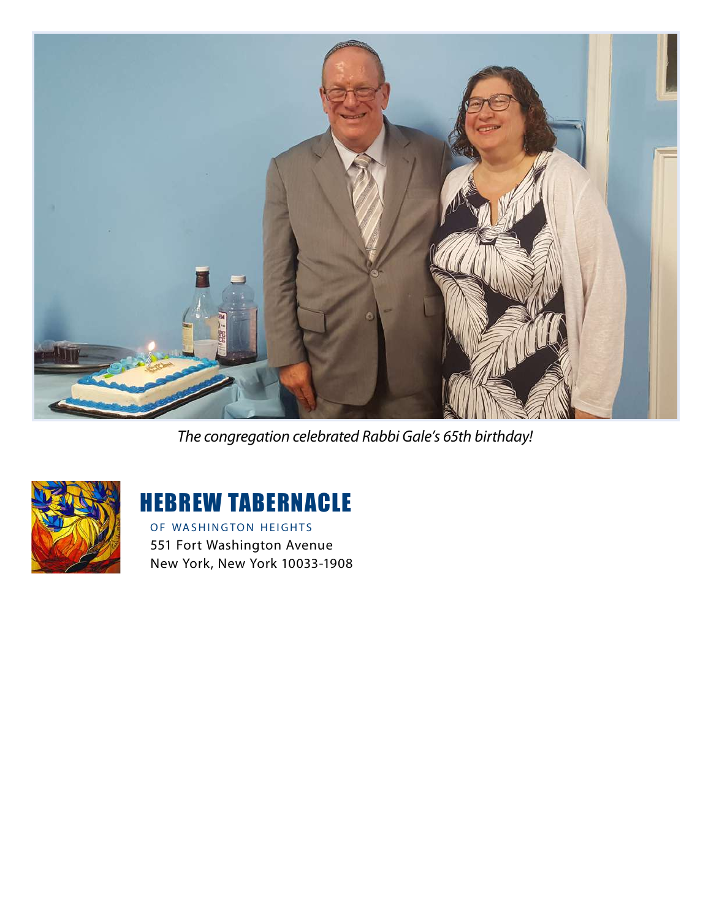*The congregation celebrated Rabbi Gale's 65th birthday!*

## HEBREW TABERNACLE

OF WASHINGTON HEIGHTS

551 Fort Washington Avenue
New York, New York 10033-1908